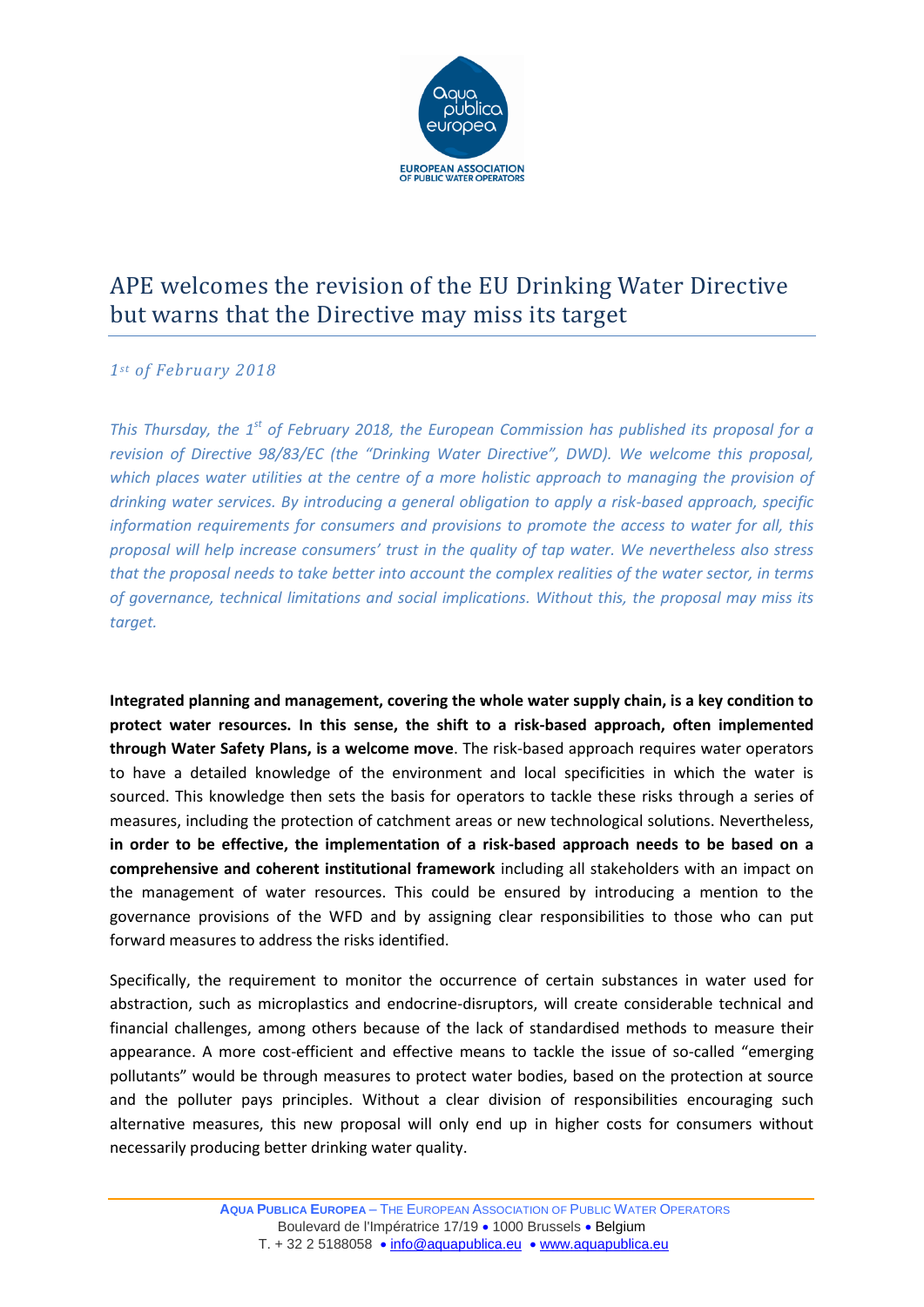# APE welcomes the revision of the EU Drinking Water Directive but warns that the Directive may miss its target

*1st of February 2018*

*This Thursday, the 1st of February 2018, the European Commission has published its proposal for a revision of Directive 98/83/EC (the "Drinking Water Directive", DWD). We welcome this proposal, which places water utilities at the centre of a more holistic approach to managing the provision of drinking water services. By introducing a general obligation to apply a risk-based approach, specific information requirements for consumers and provisions to promote the access to water for all, this proposal will help increase consumers' trust in the quality of tap water. We nevertheless also stress that the proposal needs to take better into account the complex realities of the water sector, in terms of governance, technical limitations and social implications. Without this, the proposal may miss its target.*

**Integrated planning and management, covering the whole water supply chain, is a key condition to protect water resources. In this sense, the shift to a risk-based approach, often implemented through Water Safety Plans, is a welcome move**. The risk-based approach requires water operators to have a detailed knowledge of the environment and local specificities in which the water is sourced. This knowledge then sets the basis for operators to tackle these risks through a series of measures, including the protection of catchment areas or new technological solutions. Nevertheless, **in order to be effective, the implementation of a risk-based approach needs to be based on a comprehensive and coherent institutional framework** including all stakeholders with an impact on the management of water resources. This could be ensured by introducing a mention to the governance provisions of the WFD and by assigning clear responsibilities to those who can put forward measures to address the risks identified.

Specifically, the requirement to monitor the occurrence of certain substances in water used for abstraction, such as microplastics and endocrine-disruptors, will create considerable technical and financial challenges, among others because of the lack of standardised methods to measure their appearance. A more cost-efficient and effective means to tackle the issue of so-called "emerging pollutants" would be through measures to protect water bodies, based on the protection at source and the polluter pays principles. Without a clear division of responsibilities encouraging such alternative measures, this new proposal will only end up in higher costs for consumers without necessarily producing better drinking water quality.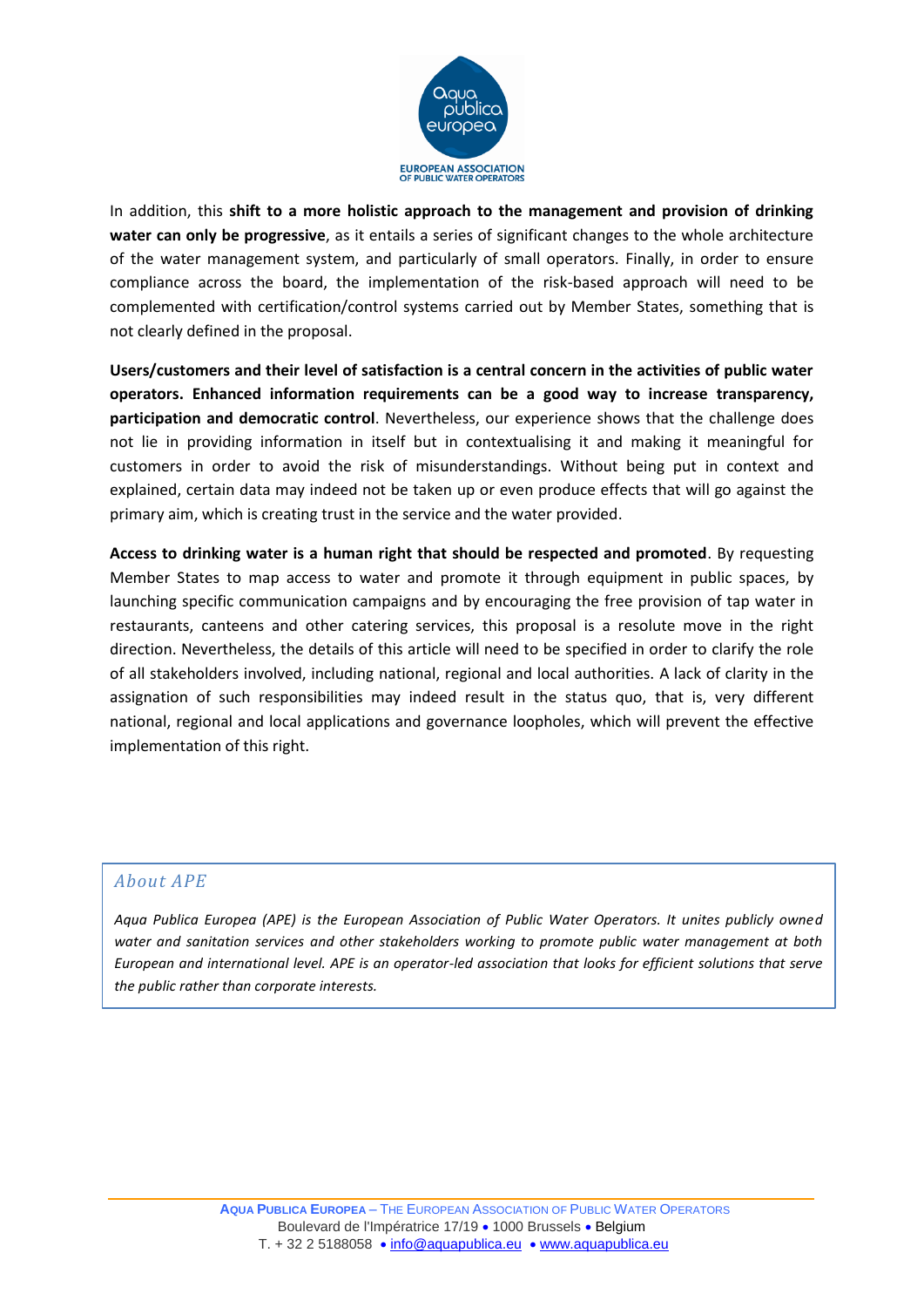In addition, this **shift to a more holistic approach to the management and provision of drinking water can only be progressive**, as it entails a series of significant changes to the whole architecture of the water management system, and particularly of small operators. Finally, in order to ensure compliance across the board, the implementation of the risk-based approach will need to be complemented with certification/control systems carried out by Member States, something that is not clearly defined in the proposal.

**Users/customers and their level of satisfaction is a central concern in the activities of public water operators. Enhanced information requirements can be a good way to increase transparency, participation and democratic control**. Nevertheless, our experience shows that the challenge does not lie in providing information in itself but in contextualising it and making it meaningful for customers in order to avoid the risk of misunderstandings. Without being put in context and explained, certain data may indeed not be taken up or even produce effects that will go against the primary aim, which is creating trust in the service and the water provided.

**Access to drinking water is a human right that should be respected and promoted**. By requesting Member States to map access to water and promote it through equipment in public spaces, by launching specific communication campaigns and by encouraging the free provision of tap water in restaurants, canteens and other catering services, this proposal is a resolute move in the right direction. Nevertheless, the details of this article will need to be specified in order to clarify the role of all stakeholders involved, including national, regional and local authorities. A lack of clarity in the assignation of such responsibilities may indeed result in the status quo, that is, very different national, regional and local applications and governance loopholes, which will prevent the effective implementation of this right.

### *About APE*

*Aqua Publica Europea (APE) is the European Association of Public Water Operators. It unites publicly owned water and sanitation services and other stakeholders working to promote public water management at both European and international level. APE is an operator-led association that looks for efficient solutions that serve the public rather than corporate interests.*